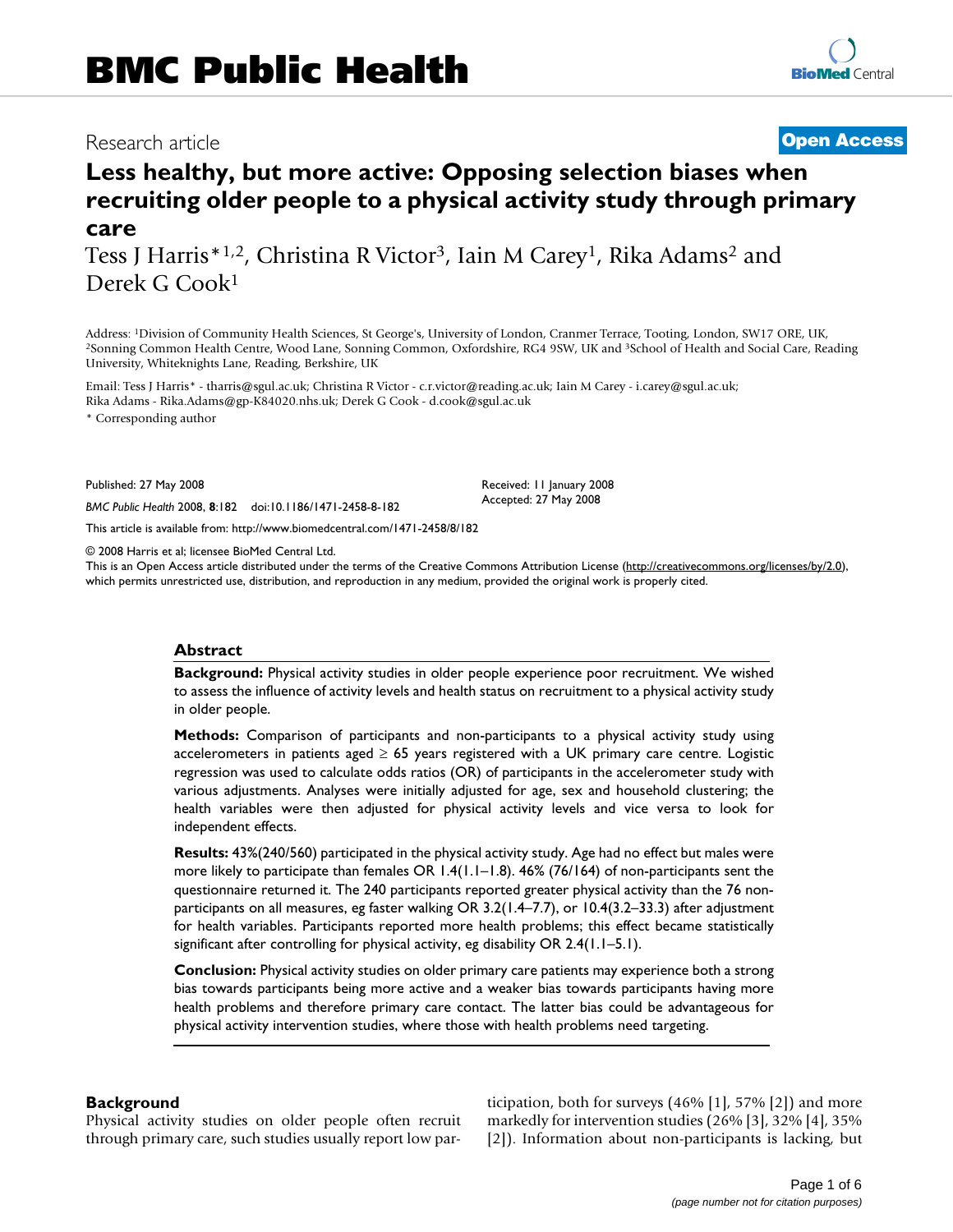# Less healthy, but more active: Opposing selection biases when recruiting older people to a physical activity study through primary care

Research article — **Open Access**

Tess J Harris*[1,2], Christina R Victor[3], Iain M Carey[1], Rika Adams[2] and Derek G Cook[1]

Address: [1]Division of Community Health Sciences, St George's, University of London, Cranmer Terrace, Tooting, London, SW17 ORE, UK, [2]Sonning Common Health Centre, Wood Lane, Sonning Common, Oxfordshire, RG4 9SW, UK and [3]School of Health and Social Care, Reading University, Whiteknights Lane, Reading, Berkshire, UK

Email: Tess J Harris* - tharris@sgul.ac.uk; Christina R Victor - c.r.victor@reading.ac.uk; Iain M Carey - i.carey@sgul.ac.uk; Rika Adams - Rika.Adams@gp-K84020.nhs.uk; Derek G Cook - d.cook@sgul.ac.uk

* Corresponding author

Published: 27 May 2008

*BMC Public Health* 2008, **8**:182 doi:10.1186/1471-2458-8-182

Received: 11 January 2008
Accepted: 27 May 2008

This article is available from: http://www.biomedcentral.com/1471-2458/8/182

© 2008 Harris et al; licensee BioMed Central Ltd.

This is an Open Access article distributed under the terms of the Creative Commons Attribution License (http://creativecommons.org/licenses/by/2.0), which permits unrestricted use, distribution, and reproduction in any medium, provided the original work is properly cited.

## Abstract

**Background:** Physical activity studies in older people experience poor recruitment. We wished to assess the influence of activity levels and health status on recruitment to a physical activity study in older people.

**Methods:** Comparison of participants and non-participants to a physical activity study using accelerometers in patients aged ≥ 65 years registered with a UK primary care centre. Logistic regression was used to calculate odds ratios (OR) of participants in the accelerometer study with various adjustments. Analyses were initially adjusted for age, sex and household clustering; the health variables were then adjusted for physical activity levels and vice versa to look for independent effects.

**Results:** 43%(240/560) participated in the physical activity study. Age had no effect but males were more likely to participate than females OR 1.4(1.1–1.8). 46% (76/164) of non-participants sent the questionnaire returned it. The 240 participants reported greater physical activity than the 76 non-participants on all measures, eg faster walking OR 3.2(1.4–7.7), or 10.4(3.2–33.3) after adjustment for health variables. Participants reported more health problems; this effect became statistically significant after controlling for physical activity, eg disability OR 2.4(1.1–5.1).

**Conclusion:** Physical activity studies on older primary care patients may experience both a strong bias towards participants being more active and a weaker bias towards participants having more health problems and therefore primary care contact. The latter bias could be advantageous for physical activity intervention studies, where those with health problems need targeting.

## Background

Physical activity studies on older people often recruit through primary care, such studies usually report low participation, both for surveys (46% [1], 57% [2]) and more markedly for intervention studies (26% [3], 32% [4], 35% [2]). Information about non-participants is lacking, but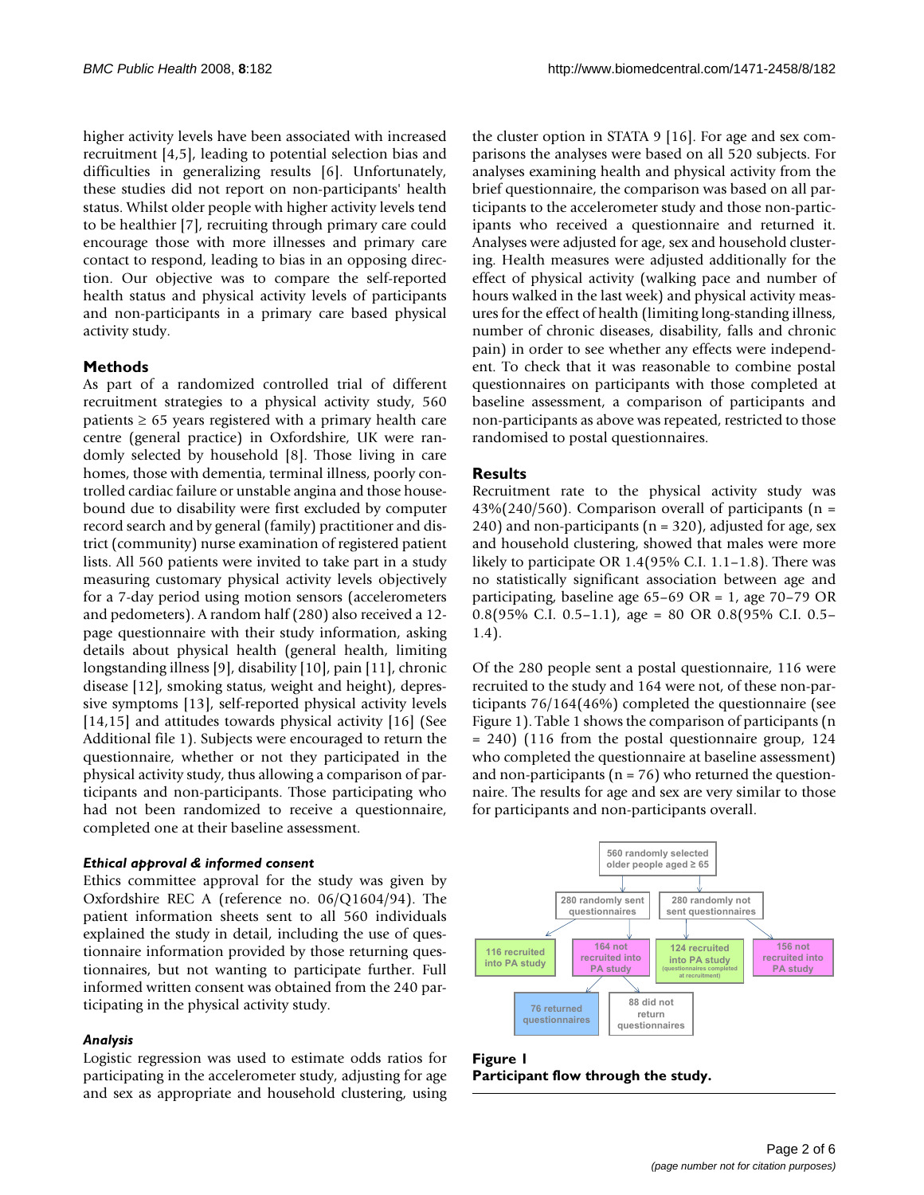higher activity levels have been associated with increased recruitment [4,5], leading to potential selection bias and difficulties in generalizing results [6]. Unfortunately, these studies did not report on non-participants' health status. Whilst older people with higher activity levels tend to be healthier [7], recruiting through primary care could encourage those with more illnesses and primary care contact to respond, leading to bias in an opposing direction. Our objective was to compare the self-reported health status and physical activity levels of participants and non-participants in a primary care based physical activity study.

## Methods

As part of a randomized controlled trial of different recruitment strategies to a physical activity study, 560 patients ≥ 65 years registered with a primary health care centre (general practice) in Oxfordshire, UK were randomly selected by household [8]. Those living in care homes, those with dementia, terminal illness, poorly controlled cardiac failure or unstable angina and those housebound due to disability were first excluded by computer record search and by general (family) practitioner and district (community) nurse examination of registered patient lists. All 560 patients were invited to take part in a study measuring customary physical activity levels objectively for a 7-day period using motion sensors (accelerometers and pedometers). A random half (280) also received a 12-page questionnaire with their study information, asking details about physical health (general health, limiting longstanding illness [9], disability [10], pain [11], chronic disease [12], smoking status, weight and height), depressive symptoms [13], self-reported physical activity levels [14,15] and attitudes towards physical activity [16] (See Additional file 1). Subjects were encouraged to return the questionnaire, whether or not they participated in the physical activity study, thus allowing a comparison of participants and non-participants. Those participating who had not been randomized to receive a questionnaire, completed one at their baseline assessment.

### *Ethical approval & informed consent*

Ethics committee approval for the study was given by Oxfordshire REC A (reference no. 06/Q1604/94). The patient information sheets sent to all 560 individuals explained the study in detail, including the use of questionnaire information provided by those returning questionnaires, but not wanting to participate further. Full informed written consent was obtained from the 240 participating in the physical activity study.

### *Analysis*

Logistic regression was used to estimate odds ratios for participating in the accelerometer study, adjusting for age and sex as appropriate and household clustering, using the cluster option in STATA 9 [16]. For age and sex comparisons the analyses were based on all 520 subjects. For analyses examining health and physical activity from the brief questionnaire, the comparison was based on all participants to the accelerometer study and those non-participants who received a questionnaire and returned it. Analyses were adjusted for age, sex and household clustering. Health measures were adjusted additionally for the effect of physical activity (walking pace and number of hours walked in the last week) and physical activity measures for the effect of health (limiting long-standing illness, number of chronic diseases, disability, falls and chronic pain) in order to see whether any effects were independent. To check that it was reasonable to combine postal questionnaires on participants with those completed at baseline assessment, a comparison of participants and non-participants as above was repeated, restricted to those randomised to postal questionnaires.

## Results

Recruitment rate to the physical activity study was 43%(240/560). Comparison overall of participants (n = 240) and non-participants (n = 320), adjusted for age, sex and household clustering, showed that males were more likely to participate OR 1.4(95% C.I. 1.1–1.8). There was no statistically significant association between age and participating, baseline age 65–69 OR = 1, age 70–79 OR 0.8(95% C.I. 0.5–1.1), age = 80 OR 0.8(95% C.I. 0.5–1.4).

Of the 280 people sent a postal questionnaire, 116 were recruited to the study and 164 were not, of these non-participants 76/164(46%) completed the questionnaire (see Figure 1). Table 1 shows the comparison of participants (n = 240) (116 from the postal questionnaire group, 124 who completed the questionnaire at baseline assessment) and non-participants (n = 76) who returned the questionnaire. The results for age and sex are very similar to those for participants and non-participants overall.

560 randomly selected older people aged ≥ 65

280 randomly sent questionnaires | 280 randomly not sent questionnaires

116 recruited into PA study | 164 not recruited into PA study | 124 recruited into PA study (questionnaires completed at recruitment) | 156 not recruited into PA study

76 returned questionnaires | 88 did not return questionnaires

**Figure 1**
**Participant flow through the study.**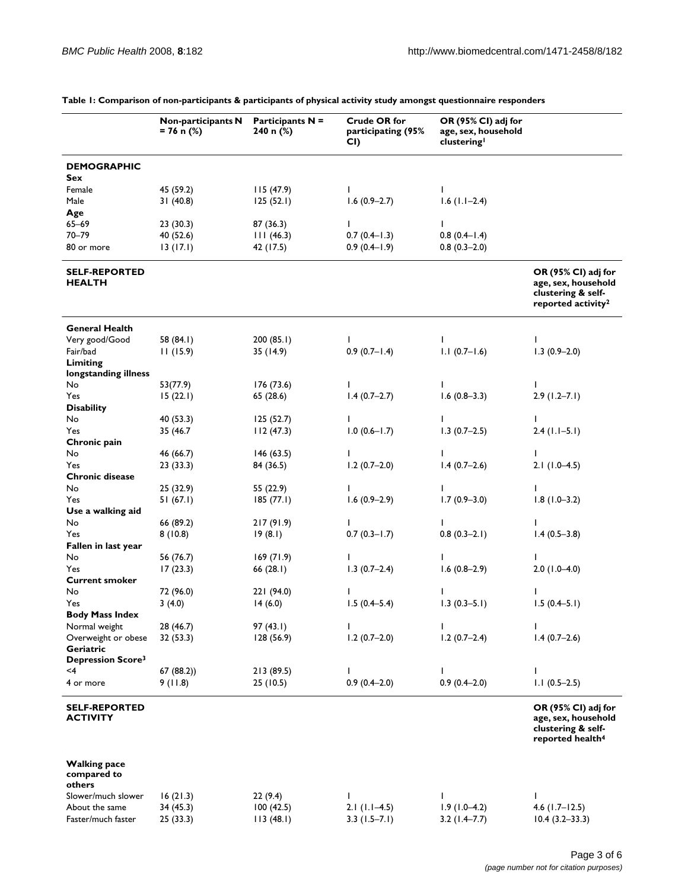**Table 1: Comparison of non-participants & participants of physical activity study amongst questionnaire responders**

| | Non-participants N = 76 n (%) | Participants N = 240 n (%) | Crude OR for participating (95% CI) | OR (95% CI) adj for age, sex, household clustering[1] | |
|---|---|---|---|---|---|
| **DEMOGRAPHIC** | | | | | |
| **Sex** | | | | | |
| Female | 45 (59.2) | 115 (47.9) | 1 | 1 | |
| Male | 31 (40.8) | 125 (52.1) | 1.6 (0.9–2.7) | 1.6 (1.1–2.4) | |
| **Age** | | | | | |
| 65–69 | 23 (30.3) | 87 (36.3) | 1 | 1 | |
| 70–79 | 40 (52.6) | 111 (46.3) | 0.7 (0.4–1.3) | 0.8 (0.4–1.4) | |
| 80 or more | 13 (17.1) | 42 (17.5) | 0.9 (0.4–1.9) | 0.8 (0.3–2.0) | |
| **SELF-REPORTED HEALTH** | | | | | **OR (95% CI) adj for age, sex, household clustering & self-reported activity[2]** |
| **General Health** | | | | | |
| Very good/Good | 58 (84.1) | 200 (85.1) | 1 | 1 | 1 |
| Fair/bad | 11 (15.9) | 35 (14.9) | 0.9 (0.7–1.4) | 1.1 (0.7–1.6) | 1.3 (0.9–2.0) |
| **Limiting longstanding illness** | | | | | |
| No | 53(77.9) | 176 (73.6) | 1 | 1 | 1 |
| Yes | 15 (22.1) | 65 (28.6) | 1.4 (0.7–2.7) | 1.6 (0.8–3.3) | 2.9 (1.2–7.1) |
| **Disability** | | | | | |
| No | 40 (53.3) | 125 (52.7) | 1 | 1 | 1 |
| Yes | 35 (46.7 | 112 (47.3) | 1.0 (0.6–1.7) | 1.3 (0.7–2.5) | 2.4 (1.1–5.1) |
| **Chronic pain** | | | | | |
| No | 46 (66.7) | 146 (63.5) | 1 | 1 | 1 |
| Yes | 23 (33.3) | 84 (36.5) | 1.2 (0.7–2.0) | 1.4 (0.7–2.6) | 2.1 (1.0–4.5) |
| **Chronic disease** | | | | | |
| No | 25 (32.9) | 55 (22.9) | 1 | 1 | 1 |
| Yes | 51 (67.1) | 185 (77.1) | 1.6 (0.9–2.9) | 1.7 (0.9–3.0) | 1.8 (1.0–3.2) |
| **Use a walking aid** | | | | | |
| No | 66 (89.2) | 217 (91.9) | 1 | 1 | 1 |
| Yes | 8 (10.8) | 19 (8.1) | 0.7 (0.3–1.7) | 0.8 (0.3–2.1) | 1.4 (0.5–3.8) |
| **Fallen in last year** | | | | | |
| No | 56 (76.7) | 169 (71.9) | 1 | 1 | 1 |
| Yes | 17 (23.3) | 66 (28.1) | 1.3 (0.7–2.4) | 1.6 (0.8–2.9) | 2.0 (1.0–4.0) |
| **Current smoker** | | | | | |
| No | 72 (96.0) | 221 (94.0) | 1 | 1 | 1 |
| Yes | 3 (4.0) | 14 (6.0) | 1.5 (0.4–5.4) | 1.3 (0.3–5.1) | 1.5 (0.4–5.1) |
| **Body Mass Index** | | | | | |
| Normal weight | 28 (46.7) | 97 (43.1) | 1 | 1 | 1 |
| Overweight or obese | 32 (53.3) | 128 (56.9) | 1.2 (0.7–2.0) | 1.2 (0.7–2.4) | 1.4 (0.7–2.6) |
| **Geriatric Depression Score[3]** | | | | | |
| <4 | 67 (88.2)) | 213 (89.5) | 1 | 1 | 1 |
| 4 or more | 9 (11.8) | 25 (10.5) | 0.9 (0.4–2.0) | 0.9 (0.4–2.0) | 1.1 (0.5–2.5) |
| **SELF-REPORTED ACTIVITY** | | | | | **OR (95% CI) adj for age, sex, household clustering & self-reported health[4]** |
| **Walking pace compared to others** | | | | | |
| Slower/much slower | 16 (21.3) | 22 (9.4) | 1 | 1 | 1 |
| About the same | 34 (45.3) | 100 (42.5) | 2.1 (1.1–4.5) | 1.9 (1.0–4.2) | 4.6 (1.7–12.5) |
| Faster/much faster | 25 (33.3) | 113 (48.1) | 3.3 (1.5–7.1) | 3.2 (1.4–7.7) | 10.4 (3.2–33.3) |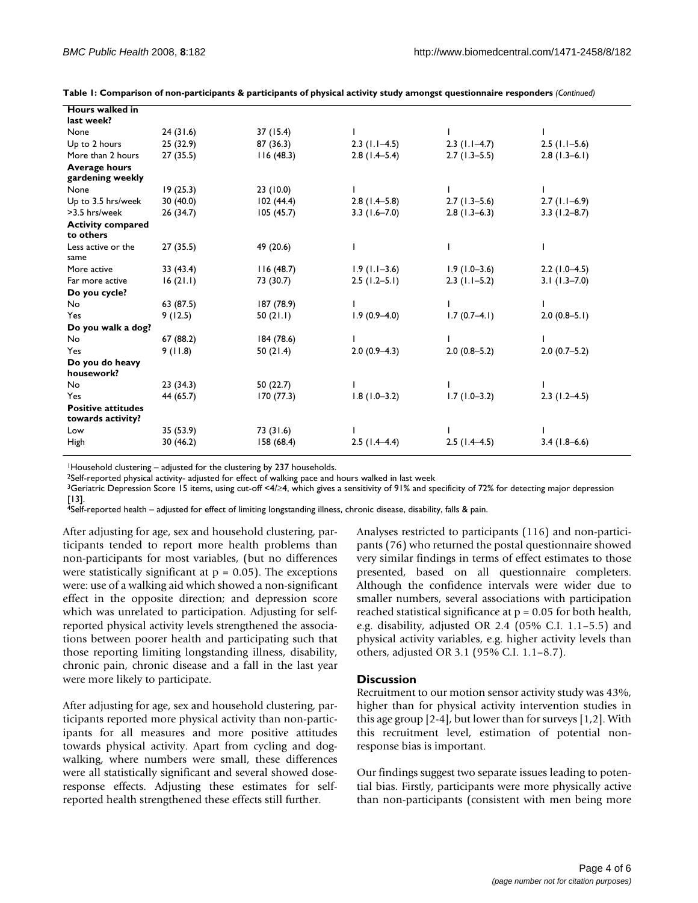**Table 1: Comparison of non-participants & participants of physical activity study amongst questionnaire responders** *(Continued)*

| | | | | | |
|---|---|---|---|---|---|
| **Hours walked in last week?** | | | | | |
| None | 24 (31.6) | 37 (15.4) | 1 | 1 | 1 |
| Up to 2 hours | 25 (32.9) | 87 (36.3) | 2.3 (1.1–4.5) | 2.3 (1.1–4.7) | 2.5 (1.1–5.6) |
| More than 2 hours | 27 (35.5) | 116 (48.3) | 2.8 (1.4–5.4) | 2.7 (1.3–5.5) | 2.8 (1.3–6.1) |
| **Average hours gardening weekly** | | | | | |
| None | 19 (25.3) | 23 (10.0) | 1 | 1 | 1 |
| Up to 3.5 hrs/week | 30 (40.0) | 102 (44.4) | 2.8 (1.4–5.8) | 2.7 (1.3–5.6) | 2.7 (1.1–6.9) |
| >3.5 hrs/week | 26 (34.7) | 105 (45.7) | 3.3 (1.6–7.0) | 2.8 (1.3–6.3) | 3.3 (1.2–8.7) |
| **Activity compared to others** | | | | | |
| Less active or the same | 27 (35.5) | 49 (20.6) | 1 | 1 | 1 |
| More active | 33 (43.4) | 116 (48.7) | 1.9 (1.1–3.6) | 1.9 (1.0–3.6) | 2.2 (1.0–4.5) |
| Far more active | 16 (21.1) | 73 (30.7) | 2.5 (1.2–5.1) | 2.3 (1.1–5.2) | 3.1 (1.3–7.0) |
| **Do you cycle?** | | | | | |
| No | 63 (87.5) | 187 (78.9) | 1 | 1 | 1 |
| Yes | 9 (12.5) | 50 (21.1) | 1.9 (0.9–4.0) | 1.7 (0.7–4.1) | 2.0 (0.8–5.1) |
| **Do you walk a dog?** | | | | | |
| No | 67 (88.2) | 184 (78.6) | 1 | 1 | 1 |
| Yes | 9 (11.8) | 50 (21.4) | 2.0 (0.9–4.3) | 2.0 (0.8–5.2) | 2.0 (0.7–5.2) |
| **Do you do heavy housework?** | | | | | |
| No | 23 (34.3) | 50 (22.7) | 1 | 1 | 1 |
| Yes | 44 (65.7) | 170 (77.3) | 1.8 (1.0–3.2) | 1.7 (1.0–3.2) | 2.3 (1.2–4.5) |
| **Positive attitudes towards activity?** | | | | | |
| Low | 35 (53.9) | 73 (31.6) | 1 | 1 | 1 |
| High | 30 (46.2) | 158 (68.4) | 2.5 (1.4–4.4) | 2.5 (1.4–4.5) | 3.4 (1.8–6.6) |

[1]Household clustering – adjusted for the clustering by 237 households.
[2]Self-reported physical activity- adjusted for effect of walking pace and hours walked in last week
[3]Geriatric Depression Score 15 items, using cut-off <4/≥4, which gives a sensitivity of 91% and specificity of 72% for detecting major depression [13].
[4]Self-reported health – adjusted for effect of limiting longstanding illness, chronic disease, disability, falls & pain.

After adjusting for age, sex and household clustering, participants tended to report more health problems than non-participants for most variables, (but no differences were statistically significant at $p = 0.05$). The exceptions were: use of a walking aid which showed a non-significant effect in the opposite direction; and depression score which was unrelated to participation. Adjusting for self-reported physical activity levels strengthened the associations between poorer health and participating such that those reporting limiting longstanding illness, disability, chronic pain, chronic disease and a fall in the last year were more likely to participate.

After adjusting for age, sex and household clustering, participants reported more physical activity than non-participants for all measures and more positive attitudes towards physical activity. Apart from cycling and dog-walking, where numbers were small, these differences were all statistically significant and several showed dose-response effects. Adjusting these estimates for self-reported health strengthened these effects still further.

Analyses restricted to participants (116) and non-participants (76) who returned the postal questionnaire showed very similar findings in terms of effect estimates to those presented, based on all questionnaire completers. Although the confidence intervals were wider due to smaller numbers, several associations with participation reached statistical significance at $p = 0.05$ for both health, e.g. disability, adjusted OR 2.4 (05% C.I. 1.1–5.5) and physical activity variables, e.g. higher activity levels than others, adjusted OR 3.1 (95% C.I. 1.1–8.7).

## Discussion

Recruitment to our motion sensor activity study was 43%, higher than for physical activity intervention studies in this age group [2-4], but lower than for surveys [1,2]. With this recruitment level, estimation of potential non-response bias is important.

Our findings suggest two separate issues leading to potential bias. Firstly, participants were more physically active than non-participants (consistent with men being more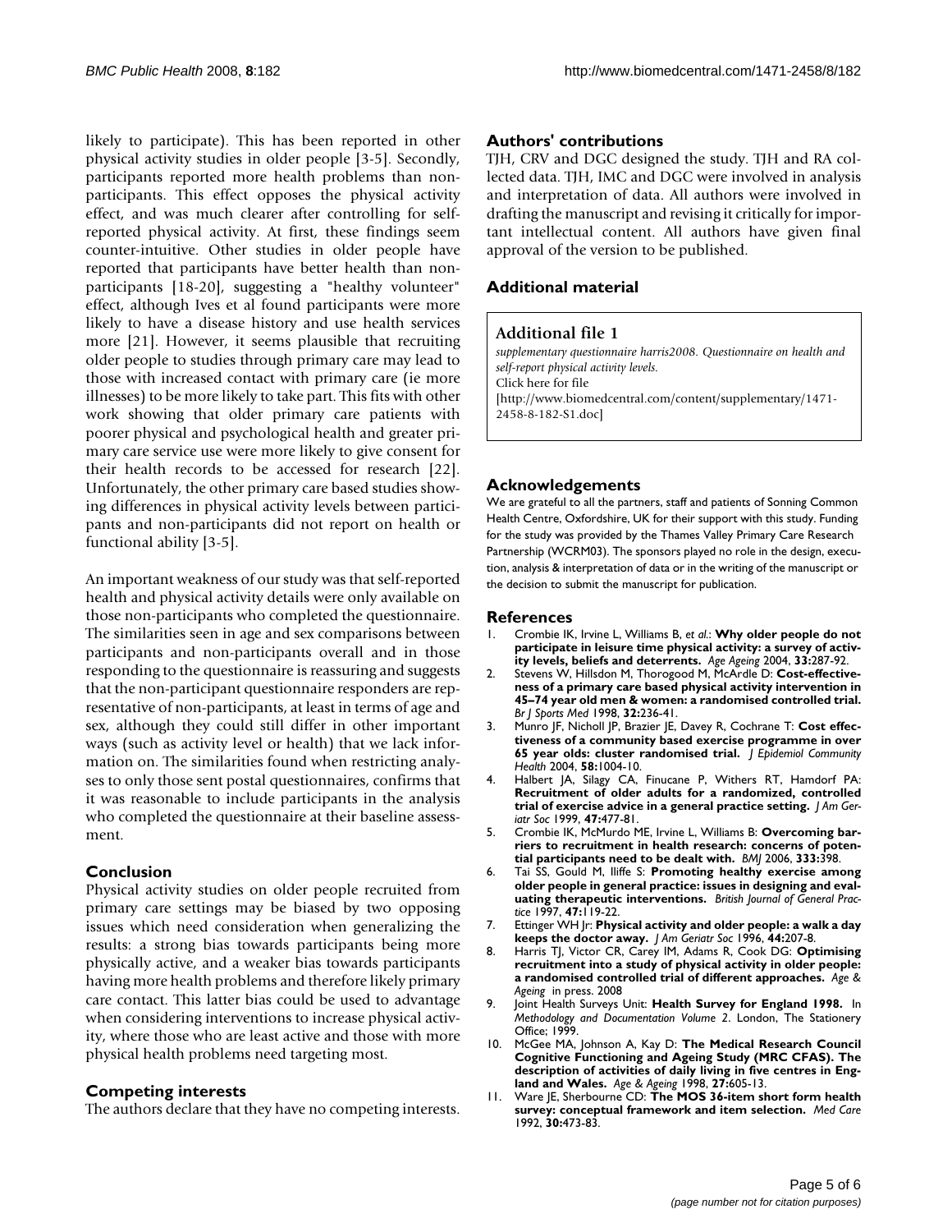likely to participate). This has been reported in other physical activity studies in older people [3-5]. Secondly, participants reported more health problems than non-participants. This effect opposes the physical activity effect, and was much clearer after controlling for self-reported physical activity. At first, these findings seem counter-intuitive. Other studies in older people have reported that participants have better health than non-participants [18-20], suggesting a "healthy volunteer" effect, although Ives et al found participants were more likely to have a disease history and use health services more [21]. However, it seems plausible that recruiting older people to studies through primary care may lead to those with increased contact with primary care (ie more illnesses) to be more likely to take part. This fits with other work showing that older primary care patients with poorer physical and psychological health and greater primary care service use were more likely to give consent for their health records to be accessed for research [22]. Unfortunately, the other primary care based studies showing differences in physical activity levels between participants and non-participants did not report on health or functional ability [3-5].

An important weakness of our study was that self-reported health and physical activity details were only available on those non-participants who completed the questionnaire. The similarities seen in age and sex comparisons between participants and non-participants overall and in those responding to the questionnaire is reassuring and suggests that the non-participant questionnaire responders are representative of non-participants, at least in terms of age and sex, although they could still differ in other important ways (such as activity level or health) that we lack information on. The similarities found when restricting analyses to only those sent postal questionnaires, confirms that it was reasonable to include participants in the analysis who completed the questionnaire at their baseline assessment.

## Conclusion

Physical activity studies on older people recruited from primary care settings may be biased by two opposing issues which need consideration when generalizing the results: a strong bias towards participants being more physically active, and a weaker bias towards participants having more health problems and therefore likely primary care contact. This latter bias could be used to advantage when considering interventions to increase physical activity, where those who are least active and those with more physical health problems need targeting most.

## Competing interests

The authors declare that they have no competing interests.

## Authors' contributions

TJH, CRV and DGC designed the study. TJH and RA collected data. TJH, IMC and DGC were involved in analysis and interpretation of data. All authors were involved in drafting the manuscript and revising it critically for important intellectual content. All authors have given final approval of the version to be published.

## Additional material

**Additional file 1**

*supplementary questionnaire harris2008. Questionnaire on health and self-report physical activity levels.*

Click here for file

[http://www.biomedcentral.com/content/supplementary/1471-2458-8-182-S1.doc]

## Acknowledgements

We are grateful to all the partners, staff and patients of Sonning Common Health Centre, Oxfordshire, UK for their support with this study. Funding for the study was provided by the Thames Valley Primary Care Research Partnership (WCRM03). The sponsors played no role in the design, execution, analysis & interpretation of data or in the writing of the manuscript or the decision to submit the manuscript for publication.

## References

1. Crombie IK, Irvine L, Williams B, *et al.*: **Why older people do not participate in leisure time physical activity: a survey of activity levels, beliefs and deterrents.** *Age Ageing* 2004, **33:**287-92.
2. Stevens W, Hillsdon M, Thorogood M, McArdle D: **Cost-effectiveness of a primary care based physical activity intervention in 45–74 year old men & women: a randomised controlled trial.** *Br J Sports Med* 1998, **32:**236-41.
3. Munro JF, Nicholl JP, Brazier JE, Davey R, Cochrane T: **Cost effectiveness of a community based exercise programme in over 65 year olds: cluster randomised trial.** *J Epidemiol Community Health* 2004, **58:**1004-10.
4. Halbert JA, Silagy CA, Finucane P, Withers RT, Hamdorf PA: **Recruitment of older adults for a randomized, controlled trial of exercise advice in a general practice setting.** *J Am Geriatr Soc* 1999, **47:**477-81.
5. Crombie IK, McMurdo ME, Irvine L, Williams B: **Overcoming barriers to recruitment in health research: concerns of potential participants need to be dealt with.** *BMJ* 2006, **333:**398.
6. Tai SS, Gould M, Iliffe S: **Promoting healthy exercise among older people in general practice: issues in designing and evaluating therapeutic interventions.** *British Journal of General Practice* 1997, **47:**119-22.
7. Ettinger WH Jr: **Physical activity and older people: a walk a day keeps the doctor away.** *J Am Geriatr Soc* 1996, **44:**207-8.
8. Harris TJ, Victor CR, Carey IM, Adams R, Cook DG: **Optimising recruitment into a study of physical activity in older people: a randomised controlled trial of different approaches.** *Age & Ageing* in press. 2008
9. Joint Health Surveys Unit: **Health Survey for England 1998.** In *Methodology and Documentation Volume 2*. London, The Stationery Office; 1999.
10. McGee MA, Johnson A, Kay D: **The Medical Research Council Cognitive Functioning and Ageing Study (MRC CFAS). The description of activities of daily living in five centres in England and Wales.** *Age & Ageing* 1998, **27:**605-13.
11. Ware JE, Sherbourne CD: **The MOS 36-item short form health survey: conceptual framework and item selection.** *Med Care* 1992, **30:**473-83.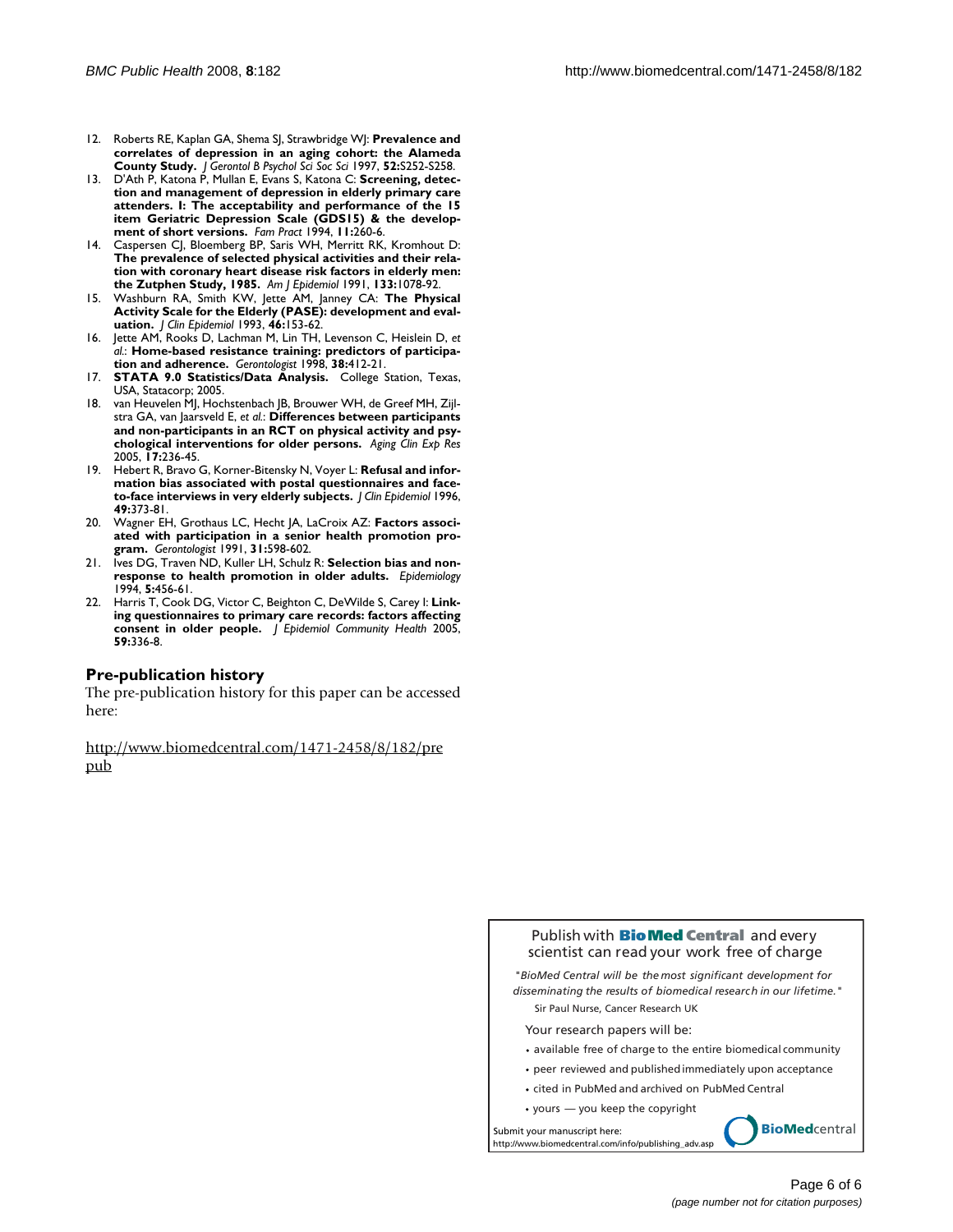12. Roberts RE, Kaplan GA, Shema SJ, Strawbridge WJ: **Prevalence and correlates of depression in an aging cohort: the Alameda County Study.** *J Gerontol B Psychol Sci Soc Sci* 1997, **52:**S252-S258.
13. D'Ath P, Katona P, Mullan E, Evans S, Katona C: **Screening, detection and management of depression in elderly primary care attenders. I: The acceptability and performance of the 15 item Geriatric Depression Scale (GDS15) & the development of short versions.** *Fam Pract* 1994, **11:**260-6.
14. Caspersen CJ, Bloemberg BP, Saris WH, Merritt RK, Kromhout D: **The prevalence of selected physical activities and their relation with coronary heart disease risk factors in elderly men: the Zutphen Study, 1985.** *Am J Epidemiol* 1991, **133:**1078-92.
15. Washburn RA, Smith KW, Jette AM, Janney CA: **The Physical Activity Scale for the Elderly (PASE): development and evaluation.** *J Clin Epidemiol* 1993, **46:**153-62.
16. Jette AM, Rooks D, Lachman M, Lin TH, Levenson C, Heislein D, *et al.*: **Home-based resistance training: predictors of participation and adherence.** *Gerontologist* 1998, **38:**412-21.
17. **STATA 9.0 Statistics/Data Analysis.** College Station, Texas, USA, Statacorp; 2005.
18. van Heuvelen MJ, Hochstenbach JB, Brouwer WH, de Greef MH, Zijlstra GA, van Jaarsveld E, *et al.*: **Differences between participants and non-participants in an RCT on physical activity and psychological interventions for older persons.** *Aging Clin Exp Res* 2005, **17:**236-45.
19. Hebert R, Bravo G, Korner-Bitensky N, Voyer L: **Refusal and information bias associated with postal questionnaires and face-to-face interviews in very elderly subjects.** *J Clin Epidemiol* 1996, **49:**373-81.
20. Wagner EH, Grothaus LC, Hecht JA, LaCroix AZ: **Factors associated with participation in a senior health promotion program.** *Gerontologist* 1991, **31:**598-602.
21. Ives DG, Traven ND, Kuller LH, Schulz R: **Selection bias and nonresponse to health promotion in older adults.** *Epidemiology* 1994, **5:**456-61.
22. Harris T, Cook DG, Victor C, Beighton C, DeWilde S, Carey I: **Linking questionnaires to primary care records: factors affecting consent in older people.** *J Epidemiol Community Health* 2005, **59:**336-8.

## Pre-publication history

The pre-publication history for this paper can be accessed here:

http://www.biomedcentral.com/1471-2458/8/182/prepub